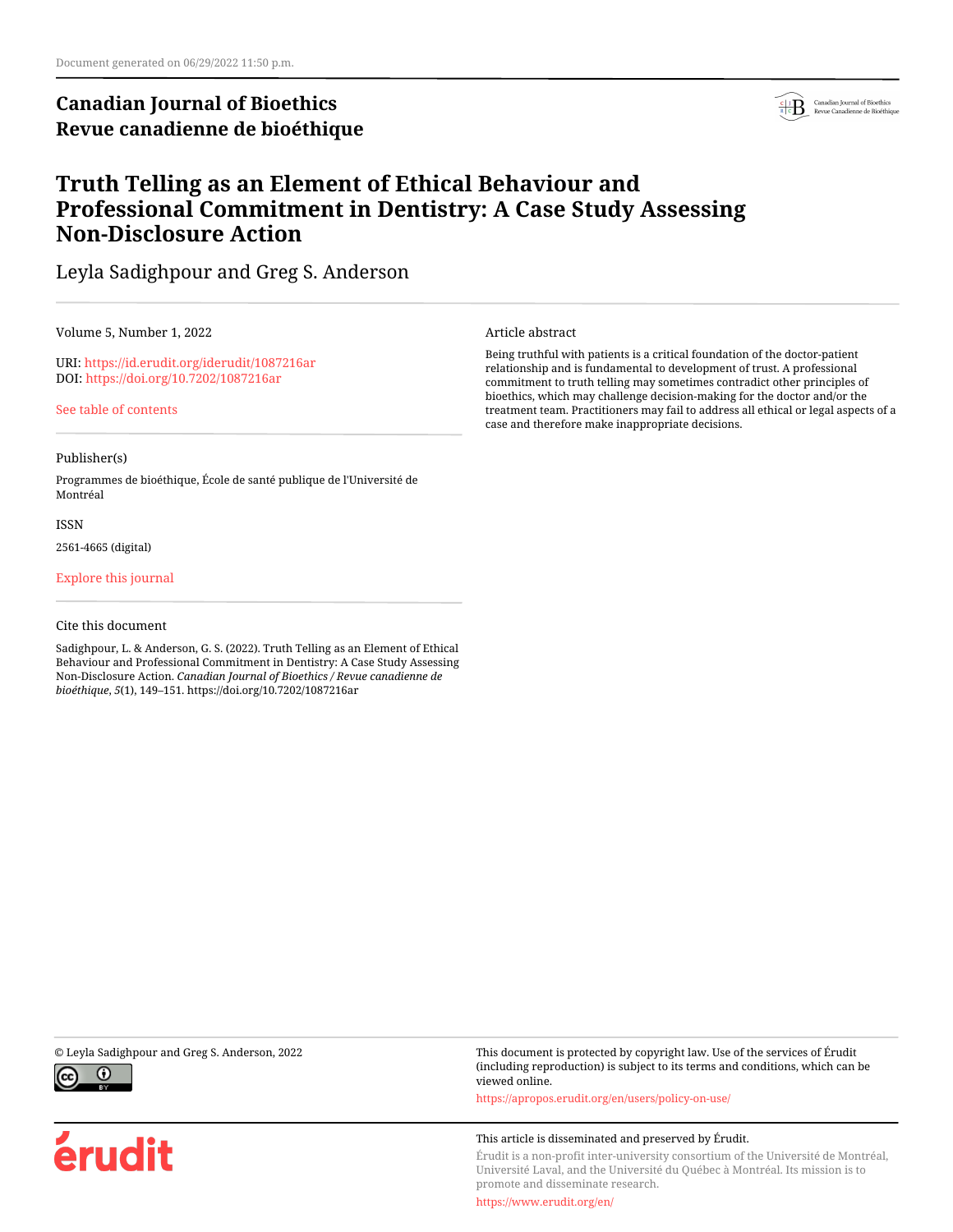Document generated on 06/29/2022 11:50 p.m.

**Canadian Journal of Bioethics**
**Revue canadienne de bioéthique**

# Truth Telling as an Element of Ethical Behaviour and Professional Commitment in Dentistry: A Case Study Assessing Non-Disclosure Action

Leyla Sadighpour and Greg S. Anderson

Volume 5, Number 1, 2022

URI: https://id.erudit.org/iderudit/1087216ar
DOI: https://doi.org/10.7202/1087216ar

See table of contents

Publisher(s)

Programmes de bioéthique, École de santé publique de l'Université de Montréal

ISSN

2561-4665 (digital)

Explore this journal

Cite this document

Sadighpour, L. & Anderson, G. S. (2022). Truth Telling as an Element of Ethical Behaviour and Professional Commitment in Dentistry: A Case Study Assessing Non-Disclosure Action. *Canadian Journal of Bioethics / Revue canadienne de bioéthique*, *5*(1), 149–151. https://doi.org/10.7202/1087216ar

Article abstract

Being truthful with patients is a critical foundation of the doctor-patient relationship and is fundamental to development of trust. A professional commitment to truth telling may sometimes contradict other principles of bioethics, which may challenge decision-making for the doctor and/or the treatment team. Practitioners may fail to address all ethical or legal aspects of a case and therefore make inappropriate decisions.

© Leyla Sadighpour and Greg S. Anderson, 2022

This document is protected by copyright law. Use of the services of Érudit (including reproduction) is subject to its terms and conditions, which can be viewed online.

https://apropos.erudit.org/en/users/policy-on-use/

This article is disseminated and preserved by Érudit.

Érudit is a non-profit inter-university consortium of the Université de Montréal, Université Laval, and the Université du Québec à Montréal. Its mission is to promote and disseminate research.

https://www.erudit.org/en/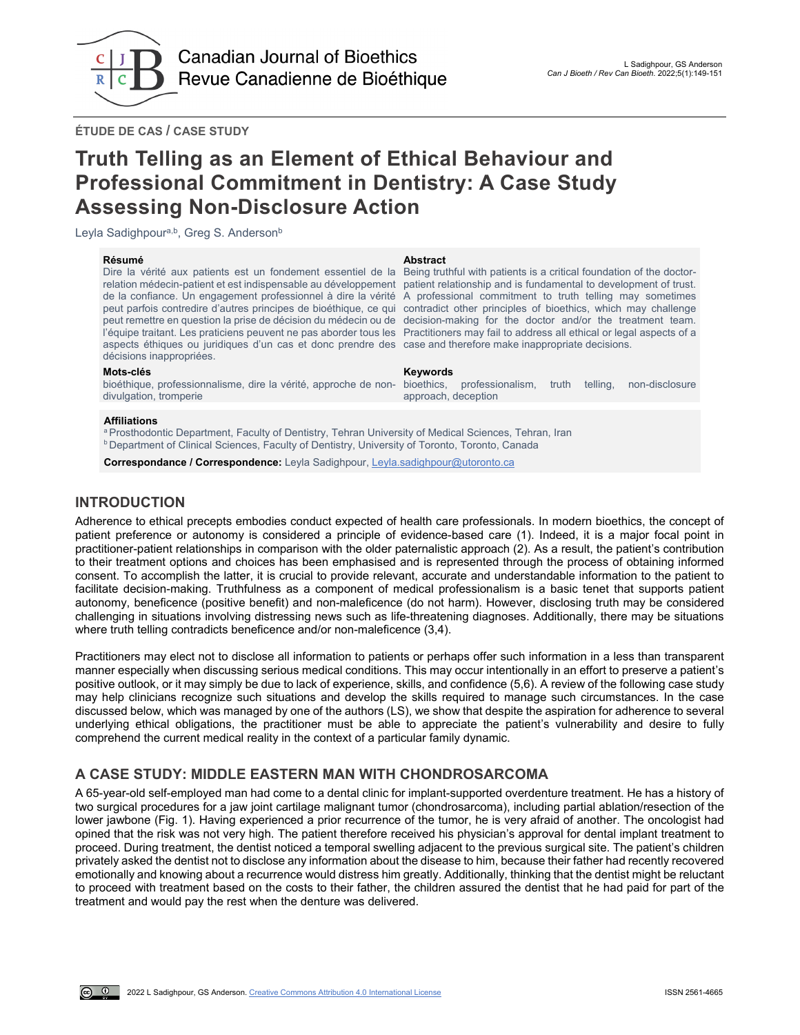ÉTUDE DE CAS / CASE STUDY

# Truth Telling as an Element of Ethical Behaviour and Professional Commitment in Dentistry: A Case Study Assessing Non-Disclosure Action

Leyla Sadighpour[a,b], Greg S. Anderson[b]

**Résumé**

Dire la vérité aux patients est un fondement essentiel de la relation médecin-patient et est indispensable au développement de la confiance. Un engagement professionnel à dire la vérité peut parfois contredire d'autres principes de bioéthique, ce qui peut remettre en question la prise de décision du médecin ou de l'équipe traitant. Les praticiens peuvent ne pas aborder tous les aspects éthiques ou juridiques d'un cas et donc prendre des décisions inappropriées.

**Mots-clés**

bioéthique, professionnalisme, dire la vérité, approche de non-divulgation, tromperie

**Abstract**

Being truthful with patients is a critical foundation of the doctor-patient relationship and is fundamental to development of trust. A professional commitment to truth telling may sometimes contradict other principles of bioethics, which may challenge decision-making for the doctor and/or the treatment team. Practitioners may fail to address all ethical or legal aspects of a case and therefore make inappropriate decisions.

**Keywords**

bioethics, professionalism, truth telling, non-disclosure approach, deception

**Affiliations**

[a] Prosthodontic Department, Faculty of Dentistry, Tehran University of Medical Sciences, Tehran, Iran
[b] Department of Clinical Sciences, Faculty of Dentistry, University of Toronto, Toronto, Canada

**Correspondance / Correspondence:** Leyla Sadighpour, Leyla.sadighpour@utoronto.ca

## INTRODUCTION

Adherence to ethical precepts embodies conduct expected of health care professionals. In modern bioethics, the concept of patient preference or autonomy is considered a principle of evidence-based care (1). Indeed, it is a major focal point in practitioner-patient relationships in comparison with the older paternalistic approach (2). As a result, the patient's contribution to their treatment options and choices has been emphasised and is represented through the process of obtaining informed consent. To accomplish the latter, it is crucial to provide relevant, accurate and understandable information to the patient to facilitate decision-making. Truthfulness as a component of medical professionalism is a basic tenet that supports patient autonomy, beneficence (positive benefit) and non-maleficence (do not harm). However, disclosing truth may be considered challenging in situations involving distressing news such as life-threatening diagnoses. Additionally, there may be situations where truth telling contradicts beneficence and/or non-maleficence (3,4).

Practitioners may elect not to disclose all information to patients or perhaps offer such information in a less than transparent manner especially when discussing serious medical conditions. This may occur intentionally in an effort to preserve a patient's positive outlook, or it may simply be due to lack of experience, skills, and confidence (5,6). A review of the following case study may help clinicians recognize such situations and develop the skills required to manage such circumstances. In the case discussed below, which was managed by one of the authors (LS), we show that despite the aspiration for adherence to several underlying ethical obligations, the practitioner must be able to appreciate the patient's vulnerability and desire to fully comprehend the current medical reality in the context of a particular family dynamic.

## A CASE STUDY: MIDDLE EASTERN MAN WITH CHONDROSARCOMA

A 65-year-old self-employed man had come to a dental clinic for implant-supported overdenture treatment. He has a history of two surgical procedures for a jaw joint cartilage malignant tumor (chondrosarcoma), including partial ablation/resection of the lower jawbone (Fig. 1). Having experienced a prior recurrence of the tumor, he is very afraid of another. The oncologist had opined that the risk was not very high. The patient therefore received his physician's approval for dental implant treatment to proceed. During treatment, the dentist noticed a temporal swelling adjacent to the previous surgical site. The patient's children privately asked the dentist not to disclose any information about the disease to him, because their father had recently recovered emotionally and knowing about a recurrence would distress him greatly. Additionally, thinking that the dentist might be reluctant to proceed with treatment based on the costs to their father, the children assured the dentist that he had paid for part of the treatment and would pay the rest when the denture was delivered.

2022 L Sadighpour, GS Anderson. Creative Commons Attribution 4.0 International License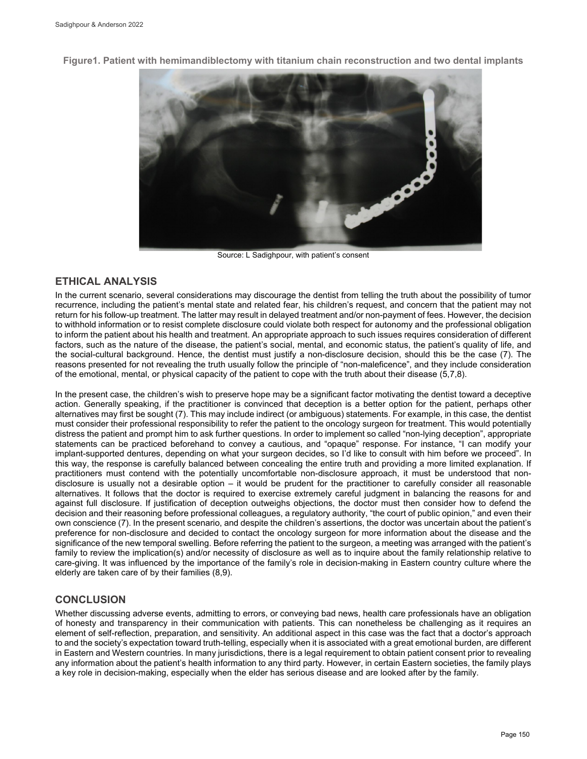**Figure1. Patient with hemimandiblectomy with titanium chain reconstruction and two dental implants**

Source: L Sadighpour, with patient's consent

## ETHICAL ANALYSIS

In the current scenario, several considerations may discourage the dentist from telling the truth about the possibility of tumor recurrence, including the patient's mental state and related fear, his children's request, and concern that the patient may not return for his follow-up treatment. The latter may result in delayed treatment and/or non-payment of fees. However, the decision to withhold information or to resist complete disclosure could violate both respect for autonomy and the professional obligation to inform the patient about his health and treatment. An appropriate approach to such issues requires consideration of different factors, such as the nature of the disease, the patient's social, mental, and economic status, the patient's quality of life, and the social-cultural background. Hence, the dentist must justify a non-disclosure decision, should this be the case (7). The reasons presented for not revealing the truth usually follow the principle of "non-maleficence", and they include consideration of the emotional, mental, or physical capacity of the patient to cope with the truth about their disease (5,7,8).

In the present case, the children's wish to preserve hope may be a significant factor motivating the dentist toward a deceptive action. Generally speaking, if the practitioner is convinced that deception is a better option for the patient, perhaps other alternatives may first be sought (7). This may include indirect (or ambiguous) statements. For example, in this case, the dentist must consider their professional responsibility to refer the patient to the oncology surgeon for treatment. This would potentially distress the patient and prompt him to ask further questions. In order to implement so called "non-lying deception", appropriate statements can be practiced beforehand to convey a cautious, and "opaque" response. For instance, "I can modify your implant-supported dentures, depending on what your surgeon decides, so I'd like to consult with him before we proceed". In this way, the response is carefully balanced between concealing the entire truth and providing a more limited explanation. If practitioners must contend with the potentially uncomfortable non-disclosure approach, it must be understood that non-disclosure is usually not a desirable option – it would be prudent for the practitioner to carefully consider all reasonable alternatives. It follows that the doctor is required to exercise extremely careful judgment in balancing the reasons for and against full disclosure. If justification of deception outweighs objections, the doctor must then consider how to defend the decision and their reasoning before professional colleagues, a regulatory authority, "the court of public opinion," and even their own conscience (7). In the present scenario, and despite the children's assertions, the doctor was uncertain about the patient's preference for non-disclosure and decided to contact the oncology surgeon for more information about the disease and the significance of the new temporal swelling. Before referring the patient to the surgeon, a meeting was arranged with the patient's family to review the implication(s) and/or necessity of disclosure as well as to inquire about the family relationship relative to care-giving. It was influenced by the importance of the family's role in decision-making in Eastern country culture where the elderly are taken care of by their families (8,9).

## CONCLUSION

Whether discussing adverse events, admitting to errors, or conveying bad news, health care professionals have an obligation of honesty and transparency in their communication with patients. This can nonetheless be challenging as it requires an element of self-reflection, preparation, and sensitivity. An additional aspect in this case was the fact that a doctor's approach to and the society's expectation toward truth-telling, especially when it is associated with a great emotional burden, are different in Eastern and Western countries. In many jurisdictions, there is a legal requirement to obtain patient consent prior to revealing any information about the patient's health information to any third party. However, in certain Eastern societies, the family plays a key role in decision-making, especially when the elder has serious disease and are looked after by the family.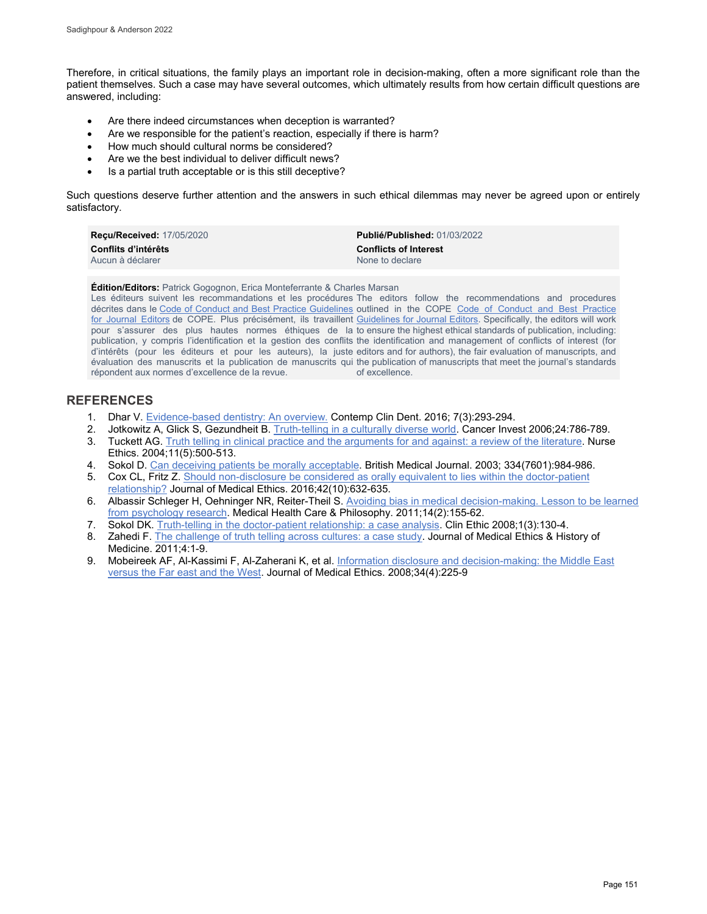Therefore, in critical situations, the family plays an important role in decision-making, often a more significant role than the patient themselves. Such a case may have several outcomes, which ultimately results from how certain difficult questions are answered, including:

- Are there indeed circumstances when deception is warranted?
- Are we responsible for the patient's reaction, especially if there is harm?
- How much should cultural norms be considered?
- Are we the best individual to deliver difficult news?
- Is a partial truth acceptable or is this still deceptive?

Such questions deserve further attention and the answers in such ethical dilemmas may never be agreed upon or entirely satisfactory.

| | |
|---|---|
| **Reçu/Received:** 17/05/2020 | **Publié/Published:** 01/03/2022 |
| **Conflits d'intérêts**<br>Aucun à déclarer | **Conflicts of Interest**<br>None to declare |

**Édition/Editors:** Patrick Gogognon, Erica Monteferrante & Charles Marsan

Les éditeurs suivent les recommandations et les procédures décrites dans le Code of Conduct and Best Practice Guidelines for Journal Editors de COPE. Plus précisément, ils travaillent pour s'assurer des plus hautes normes éthiques de la publication, y compris l'identification et la gestion des conflits d'intérêts (pour les éditeurs et pour les auteurs), la juste évaluation des manuscrits et la publication de manuscrits qui répondent aux normes d'excellence de la revue.

The editors follow the recommendations and procedures outlined in the COPE Code of Conduct and Best Practice Guidelines for Journal Editors. Specifically, the editors will work to ensure the highest ethical standards of publication, including: the identification and management of conflicts of interest (for editors and for authors), the fair evaluation of manuscripts, and the publication of manuscripts that meet the journal's standards of excellence.

## REFERENCES

1. Dhar V. Evidence-based dentistry: An overview. Contemp Clin Dent. 2016; 7(3):293-294.
2. Jotkowitz A, Glick S, Gezundheit B. Truth-telling in a culturally diverse world. Cancer Invest 2006;24:786-789.
3. Tuckett AG. Truth telling in clinical practice and the arguments for and against: a review of the literature. Nurse Ethics. 2004;11(5):500-513.
4. Sokol D. Can deceiving patients be morally acceptable. British Medical Journal. 2003; 334(7601):984-986.
5. Cox CL, Fritz Z. Should non-disclosure be considered as orally equivalent to lies within the doctor-patient relationship? Journal of Medical Ethics. 2016;42(10):632-635.
6. Albassir Schleger H, Oehninger NR, Reiter-Theil S. Avoiding bias in medical decision-making. Lesson to be learned from psychology research. Medical Health Care & Philosophy. 2011;14(2):155-62.
7. Sokol DK. Truth-telling in the doctor-patient relationship: a case analysis. Clin Ethic 2008;1(3):130-4.
8. Zahedi F. The challenge of truth telling across cultures: a case study. Journal of Medical Ethics & History of Medicine. 2011;4:1-9.
9. Mobeireek AF, Al-Kassimi F, Al-Zaherani K, et al. Information disclosure and decision-making: the Middle East versus the Far east and the West. Journal of Medical Ethics. 2008;34(4):225-9